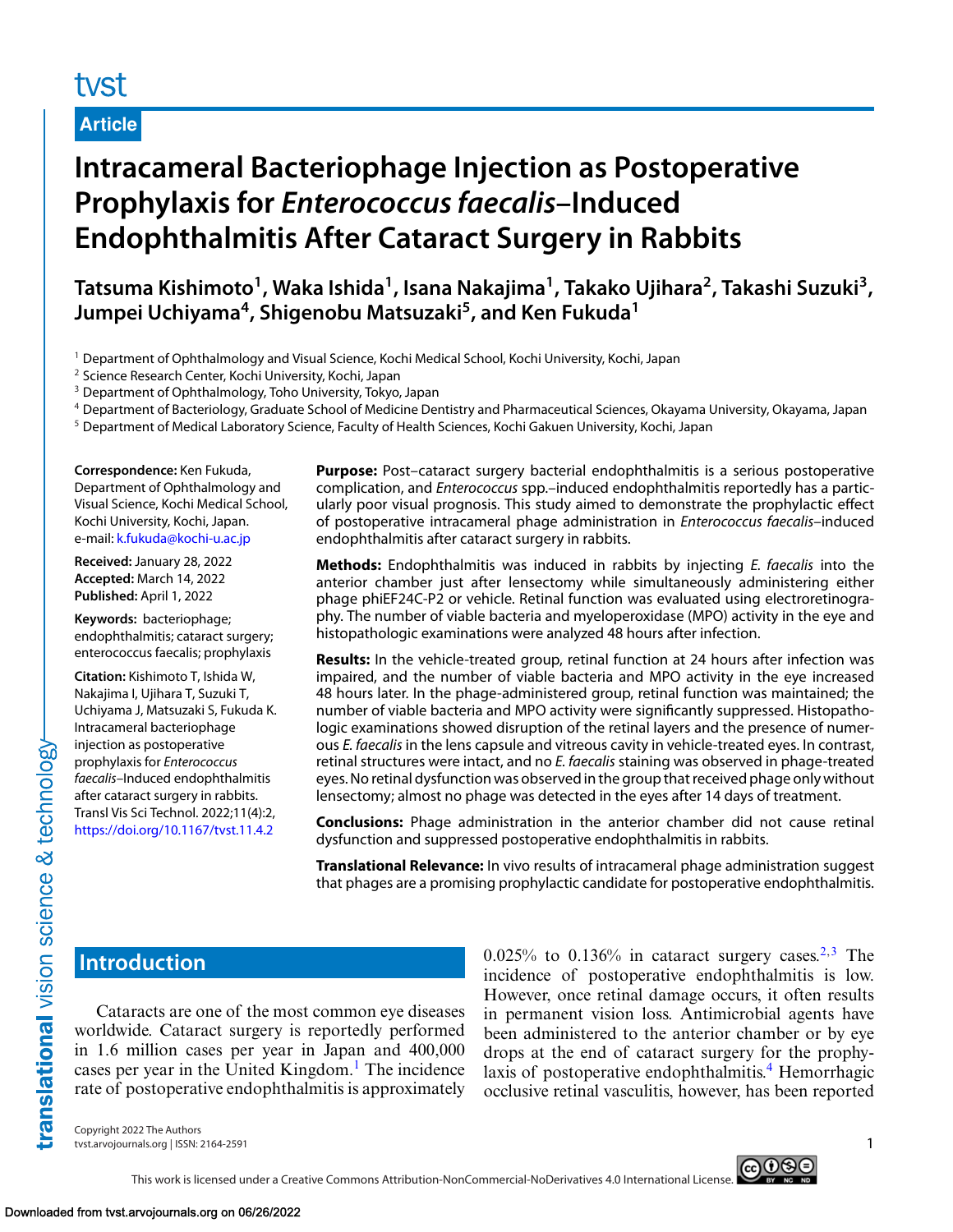tvst

**Article**

# Intracameral Bacteriophage Injection as Postoperative Prophylaxis for *Enterococcus faecalis*–Induced Endophthalmitis After Cataract Surgery in Rabbits

**Tatsuma Kishimoto[1], Waka Ishida[1], Isana Nakajima[1], Takako Ujihara[2], Takashi Suzuki[3], Jumpei Uchiyama[4], Shigenobu Matsuzaki[5], and Ken Fukuda[1]**

[1] Department of Ophthalmology and Visual Science, Kochi Medical School, Kochi University, Kochi, Japan
[2] Science Research Center, Kochi University, Kochi, Japan
[3] Department of Ophthalmology, Toho University, Tokyo, Japan
[4] Department of Bacteriology, Graduate School of Medicine Dentistry and Pharmaceutical Sciences, Okayama University, Okayama, Japan
[5] Department of Medical Laboratory Science, Faculty of Health Sciences, Kochi Gakuen University, Kochi, Japan

**Correspondence:** Ken Fukuda, Department of Ophthalmology and Visual Science, Kochi Medical School, Kochi University, Kochi, Japan. e-mail: k.fukuda@kochi-u.ac.jp

**Received:** January 28, 2022
**Accepted:** March 14, 2022
**Published:** April 1, 2022

**Keywords:** bacteriophage; endophthalmitis; cataract surgery; enterococcus faecalis; prophylaxis

**Citation:** Kishimoto T, Ishida W, Nakajima I, Ujihara T, Suzuki T, Uchiyama J, Matsuzaki S, Fukuda K. Intracameral bacteriophage injection as postoperative prophylaxis for *Enterococcus faecalis*–Induced endophthalmitis after cataract surgery in rabbits. Transl Vis Sci Technol. 2022;11(4):2, https://doi.org/10.1167/tvst.11.4.2

**Purpose:** Post–cataract surgery bacterial endophthalmitis is a serious postoperative complication, and *Enterococcus* spp.–induced endophthalmitis reportedly has a particularly poor visual prognosis. This study aimed to demonstrate the prophylactic effect of postoperative intracameral phage administration in *Enterococcus faecalis*–induced endophthalmitis after cataract surgery in rabbits.

**Methods:** Endophthalmitis was induced in rabbits by injecting *E. faecalis* into the anterior chamber just after lensectomy while simultaneously administering either phage phiEF24C-P2 or vehicle. Retinal function was evaluated using electroretinography. The number of viable bacteria and myeloperoxidase (MPO) activity in the eye and histopathologic examinations were analyzed 48 hours after infection.

**Results:** In the vehicle-treated group, retinal function at 24 hours after infection was impaired, and the number of viable bacteria and MPO activity in the eye increased 48 hours later. In the phage-administered group, retinal function was maintained; the number of viable bacteria and MPO activity were significantly suppressed. Histopathologic examinations showed disruption of the retinal layers and the presence of numerous *E. faecalis* in the lens capsule and vitreous cavity in vehicle-treated eyes. In contrast, retinal structures were intact, and no *E. faecalis* staining was observed in phage-treated eyes. No retinal dysfunction was observed in the group that received phage only without lensectomy; almost no phage was detected in the eyes after 14 days of treatment.

**Conclusions:** Phage administration in the anterior chamber did not cause retinal dysfunction and suppressed postoperative endophthalmitis in rabbits.

**Translational Relevance:** In vivo results of intracameral phage administration suggest that phages are a promising prophylactic candidate for postoperative endophthalmitis.

## Introduction

Cataracts are one of the most common eye diseases worldwide. Cataract surgery is reportedly performed in 1.6 million cases per year in Japan and 400,000 cases per year in the United Kingdom.[1] The incidence rate of postoperative endophthalmitis is approximately 0.025% to 0.136% in cataract surgery cases.[2,3] The incidence of postoperative endophthalmitis is low. However, once retinal damage occurs, it often results in permanent vision loss. Antimicrobial agents have been administered to the anterior chamber or by eye drops at the end of cataract surgery for the prophylaxis of postoperative endophthalmitis.[4] Hemorrhagic occlusive retinal vasculitis, however, has been reported

Copyright 2022 The Authors
tvst.arvojournals.org | ISSN: 2164-2591

This work is licensed under a Creative Commons Attribution-NonCommercial-NoDerivatives 4.0 International License.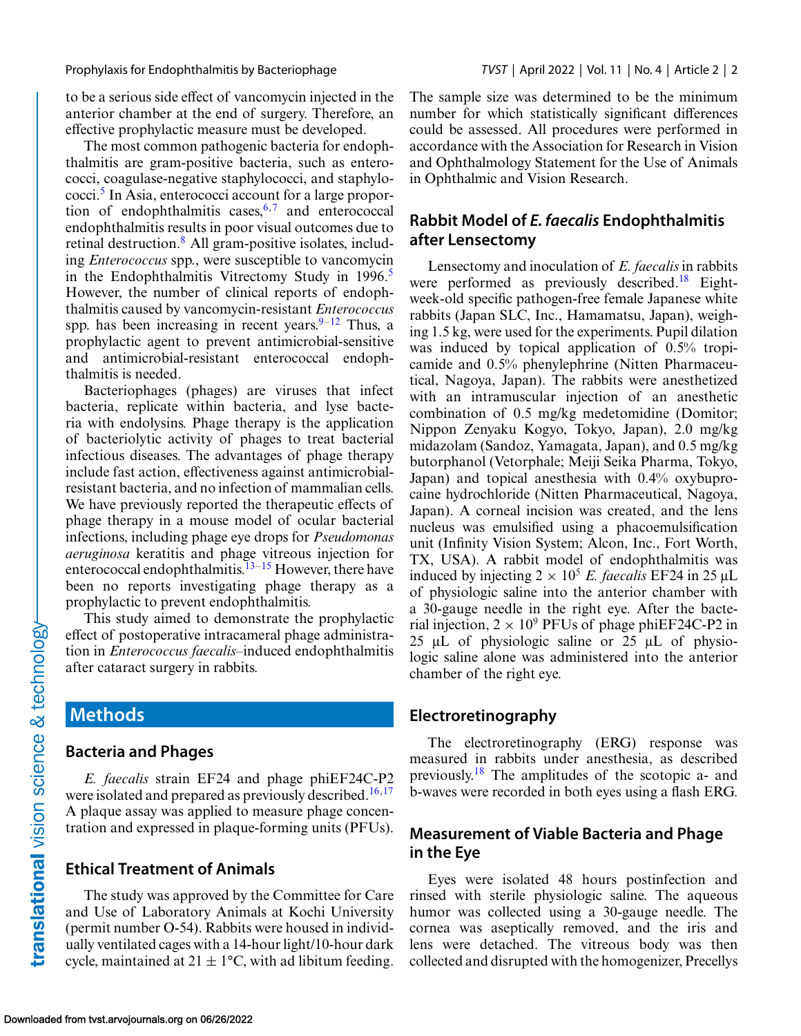to be a serious side effect of vancomycin injected in the anterior chamber at the end of surgery. Therefore, an effective prophylactic measure must be developed.

The most common pathogenic bacteria for endophthalmitis are gram-positive bacteria, such as enterococci, coagulase-negative staphylococci, and staphylococci.[5] In Asia, enterococci account for a large proportion of endophthalmitis cases,[6,7] and enterococcal endophthalmitis results in poor visual outcomes due to retinal destruction.[8] All gram-positive isolates, including *Enterococcus* spp., were susceptible to vancomycin in the Endophthalmitis Vitrectomy Study in 1996.[5] However, the number of clinical reports of endophthalmitis caused by vancomycin-resistant *Enterococcus* spp. has been increasing in recent years.[9–12] Thus, a prophylactic agent to prevent antimicrobial-sensitive and antimicrobial-resistant enterococcal endophthalmitis is needed.

Bacteriophages (phages) are viruses that infect bacteria, replicate within bacteria, and lyse bacteria with endolysins. Phage therapy is the application of bacteriolytic activity of phages to treat bacterial infectious diseases. The advantages of phage therapy include fast action, effectiveness against antimicrobial-resistant bacteria, and no infection of mammalian cells. We have previously reported the therapeutic effects of phage therapy in a mouse model of ocular bacterial infections, including phage eye drops for *Pseudomonas aeruginosa* keratitis and phage vitreous injection for enterococcal endophthalmitis.[13–15] However, there have been no reports investigating phage therapy as a prophylactic to prevent endophthalmitis.

This study aimed to demonstrate the prophylactic effect of postoperative intracameral phage administration in *Enterococcus faecalis*–induced endophthalmitis after cataract surgery in rabbits.

## Methods

### Bacteria and Phages

*E. faecalis* strain EF24 and phage phiEF24C-P2 were isolated and prepared as previously described.[16,17] A plaque assay was applied to measure phage concentration and expressed in plaque-forming units (PFUs).

### Ethical Treatment of Animals

The study was approved by the Committee for Care and Use of Laboratory Animals at Kochi University (permit number O-54). Rabbits were housed in individually ventilated cages with a 14-hour light/10-hour dark cycle, maintained at $21 \pm 1$°C, with ad libitum feeding. The sample size was determined to be the minimum number for which statistically significant differences could be assessed. All procedures were performed in accordance with the Association for Research in Vision and Ophthalmology Statement for the Use of Animals in Ophthalmic and Vision Research.

### Rabbit Model of *E. faecalis* Endophthalmitis after Lensectomy

Lensectomy and inoculation of *E. faecalis* in rabbits were performed as previously described.[18] Eight-week-old specific pathogen-free female Japanese white rabbits (Japan SLC, Inc., Hamamatsu, Japan), weighing 1.5 kg, were used for the experiments. Pupil dilation was induced by topical application of 0.5% tropicamide and 0.5% phenylephrine (Nitten Pharmaceutical, Nagoya, Japan). The rabbits were anesthetized with an intramuscular injection of an anesthetic combination of 0.5 mg/kg medetomidine (Domitor; Nippon Zenyaku Kogyo, Tokyo, Japan), 2.0 mg/kg midazolam (Sandoz, Yamagata, Japan), and 0.5 mg/kg butorphanol (Vetorphale; Meiji Seika Pharma, Tokyo, Japan) and topical anesthesia with 0.4% oxybuprocaine hydrochloride (Nitten Pharmaceutical, Nagoya, Japan). A corneal incision was created, and the lens nucleus was emulsified using a phacoemulsification unit (Infinity Vision System; Alcon, Inc., Fort Worth, TX, USA). A rabbit model of endophthalmitis was induced by injecting $2 \times 10^5$ *E. faecalis* EF24 in 25 µL of physiologic saline into the anterior chamber with a 30-gauge needle in the right eye. After the bacterial injection, $2 \times 10^9$ PFUs of phage phiEF24C-P2 in 25 µL of physiologic saline or 25 µL of physiologic saline alone was administered into the anterior chamber of the right eye.

### Electroretinography

The electroretinography (ERG) response was measured in rabbits under anesthesia, as described previously.[18] The amplitudes of the scotopic a- and b-waves were recorded in both eyes using a flash ERG.

### Measurement of Viable Bacteria and Phage in the Eye

Eyes were isolated 48 hours postinfection and rinsed with sterile physiologic saline. The aqueous humor was collected using a 30-gauge needle. The cornea was aseptically removed, and the iris and lens were detached. The vitreous body was then collected and disrupted with the homogenizer, Precellys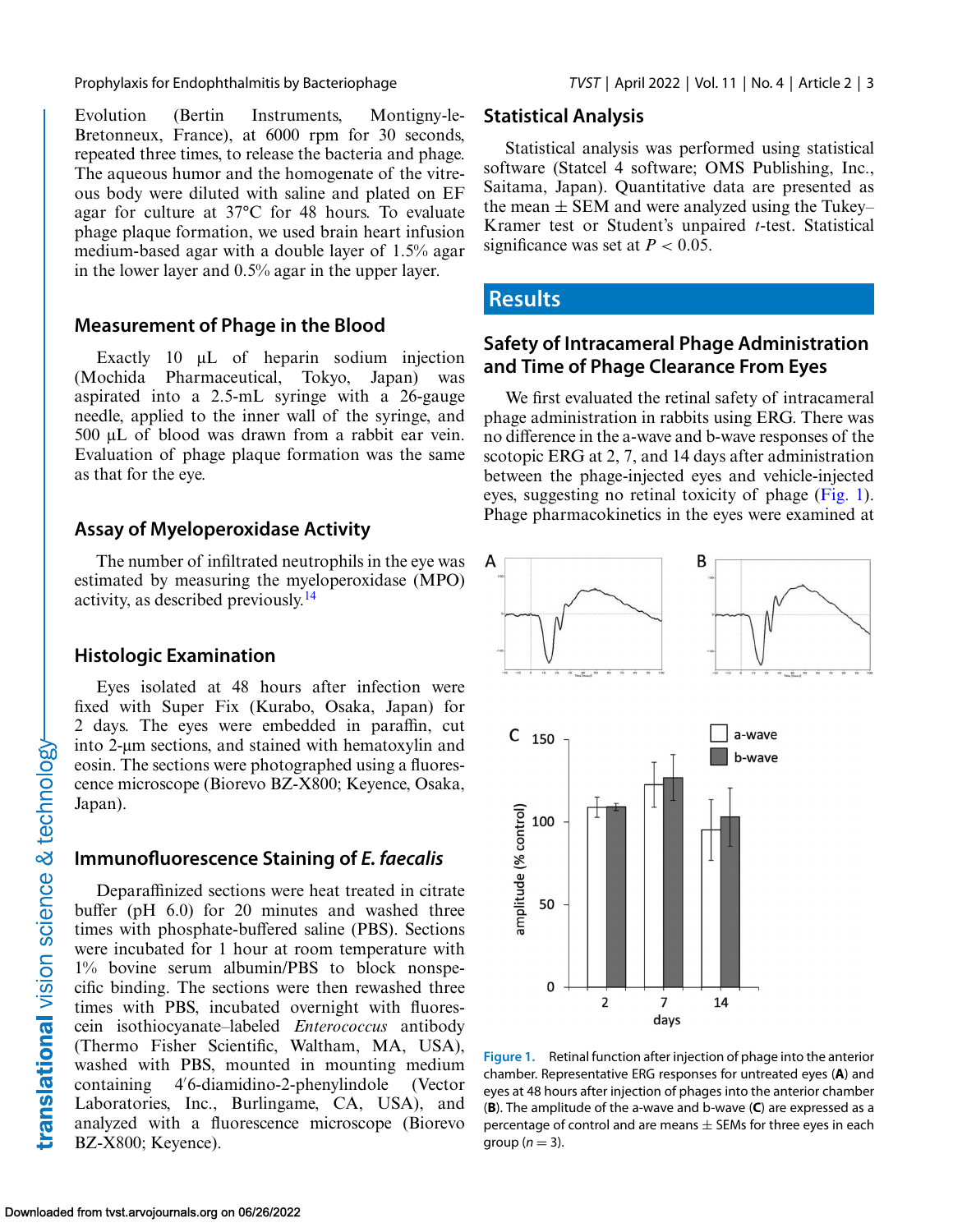Evolution (Bertin Instruments, Montigny-le-Bretonneux, France), at 6000 rpm for 30 seconds, repeated three times, to release the bacteria and phage. The aqueous humor and the homogenate of the vitreous body were diluted with saline and plated on EF agar for culture at 37°C for 48 hours. To evaluate phage plaque formation, we used brain heart infusion medium-based agar with a double layer of 1.5% agar in the lower layer and 0.5% agar in the upper layer.

### Measurement of Phage in the Blood

Exactly 10 µL of heparin sodium injection (Mochida Pharmaceutical, Tokyo, Japan) was aspirated into a 2.5-mL syringe with a 26-gauge needle, applied to the inner wall of the syringe, and 500 µL of blood was drawn from a rabbit ear vein. Evaluation of phage plaque formation was the same as that for the eye.

### Assay of Myeloperoxidase Activity

The number of infiltrated neutrophils in the eye was estimated by measuring the myeloperoxidase (MPO) activity, as described previously.[14]

### Histologic Examination

Eyes isolated at 48 hours after infection were fixed with Super Fix (Kurabo, Osaka, Japan) for 2 days. The eyes were embedded in paraffin, cut into 2-µm sections, and stained with hematoxylin and eosin. The sections were photographed using a fluorescence microscope (Biorevo BZ-X800; Keyence, Osaka, Japan).

### Immunofluorescence Staining of *E. faecalis*

Deparaffinized sections were heat treated in citrate buffer (pH 6.0) for 20 minutes and washed three times with phosphate-buffered saline (PBS). Sections were incubated for 1 hour at room temperature with 1% bovine serum albumin/PBS to block nonspecific binding. The sections were then rewashed three times with PBS, incubated overnight with fluorescein isothiocyanate–labeled *Enterococcus* antibody (Thermo Fisher Scientific, Waltham, MA, USA), washed with PBS, mounted in mounting medium containing 4′6-diamidino-2-phenylindole (Vector Laboratories, Inc., Burlingame, CA, USA), and analyzed with a fluorescence microscope (Biorevo BZ-X800; Keyence).

### Statistical Analysis

Statistical analysis was performed using statistical software (Statcel 4 software; OMS Publishing, Inc., Saitama, Japan). Quantitative data are presented as the mean ± SEM and were analyzed using the Tukey–Kramer test or Student's unpaired *t*-test. Statistical significance was set at $P < 0.05$.

## Results

### Safety of Intracameral Phage Administration and Time of Phage Clearance From Eyes

We first evaluated the retinal safety of intracameral phage administration in rabbits using ERG. There was no difference in the a-wave and b-wave responses of the scotopic ERG at 2, 7, and 14 days after administration between the phage-injected eyes and vehicle-injected eyes, suggesting no retinal toxicity of phage (Fig. 1). Phage pharmacokinetics in the eyes were examined at

**Figure 1.** Retinal function after injection of phage into the anterior chamber. Representative ERG responses for untreated eyes (**A**) and eyes at 48 hours after injection of phages into the anterior chamber (**B**). The amplitude of the a-wave and b-wave (**C**) are expressed as a percentage of control and are means ± SEMs for three eyes in each group ($n = 3$).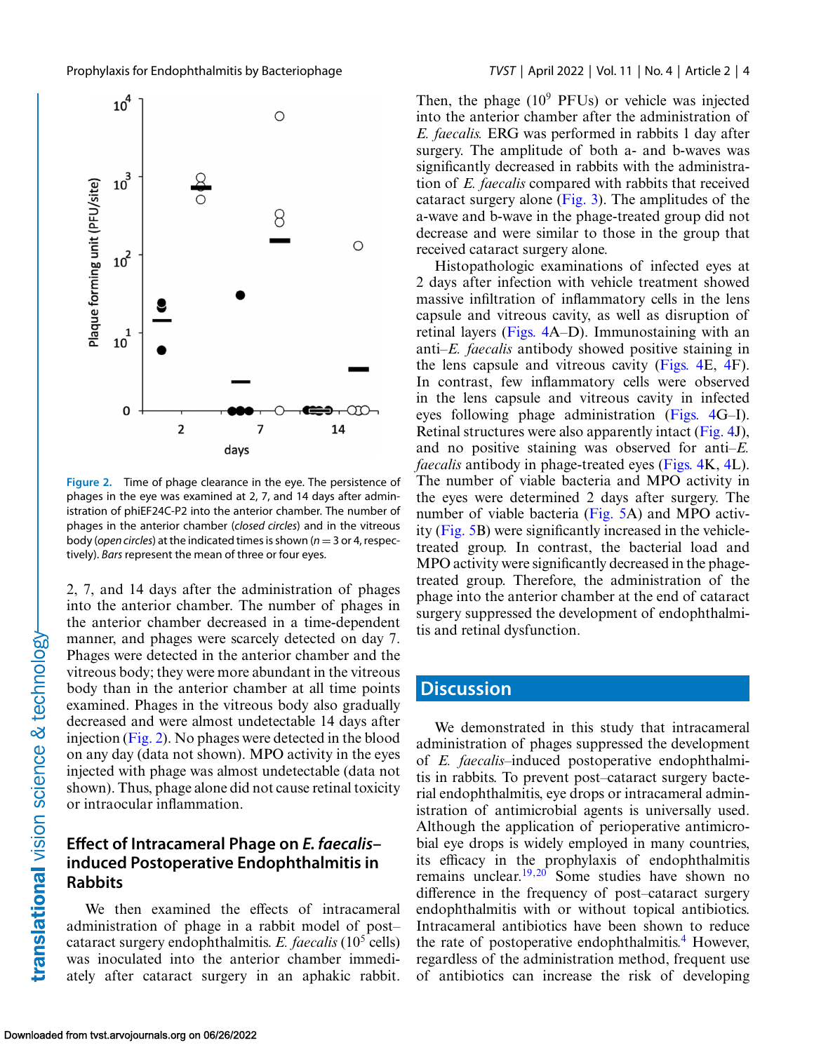Figure 2. Time of phage clearance in the eye. The persistence of phages in the eye was examined at 2, 7, and 14 days after administration of phiEF24C-P2 into the anterior chamber. The number of phages in the anterior chamber (*closed circles*) and in the vitreous body (*open circles*) at the indicated times is shown ($n = 3$ or 4, respectively). *Bars* represent the mean of three or four eyes.

2, 7, and 14 days after the administration of phages into the anterior chamber. The number of phages in the anterior chamber decreased in a time-dependent manner, and phages were scarcely detected on day 7. Phages were detected in the anterior chamber and the vitreous body; they were more abundant in the vitreous body than in the anterior chamber at all time points examined. Phages in the vitreous body also gradually decreased and were almost undetectable 14 days after injection (Fig. 2). No phages were detected in the blood on any day (data not shown). MPO activity in the eyes injected with phage was almost undetectable (data not shown). Thus, phage alone did not cause retinal toxicity or intraocular inflammation.

### Effect of Intracameral Phage on *E. faecalis*–induced Postoperative Endophthalmitis in Rabbits

We then examined the effects of intracameral administration of phage in a rabbit model of post–cataract surgery endophthalmitis. *E. faecalis* ($10^5$ cells) was inoculated into the anterior chamber immediately after cataract surgery in an aphakic rabbit. Then, the phage ($10^9$ PFUs) or vehicle was injected into the anterior chamber after the administration of *E. faecalis.* ERG was performed in rabbits 1 day after surgery. The amplitude of both a- and b-waves was significantly decreased in rabbits with the administration of *E. faecalis* compared with rabbits that received cataract surgery alone (Fig. 3). The amplitudes of the a-wave and b-wave in the phage-treated group did not decrease and were similar to those in the group that received cataract surgery alone.

Histopathologic examinations of infected eyes at 2 days after infection with vehicle treatment showed massive infiltration of inflammatory cells in the lens capsule and vitreous cavity, as well as disruption of retinal layers (Figs. 4A–D). Immunostaining with an anti–*E. faecalis* antibody showed positive staining in the lens capsule and vitreous cavity (Figs. 4E, 4F). In contrast, few inflammatory cells were observed in the lens capsule and vitreous cavity in infected eyes following phage administration (Figs. 4G–I). Retinal structures were also apparently intact (Fig. 4J), and no positive staining was observed for anti–*E. faecalis* antibody in phage-treated eyes (Figs. 4K, 4L). The number of viable bacteria and MPO activity in the eyes were determined 2 days after surgery. The number of viable bacteria (Fig. 5A) and MPO activity (Fig. 5B) were significantly increased in the vehicle-treated group. In contrast, the bacterial load and MPO activity were significantly decreased in the phage-treated group. Therefore, the administration of the phage into the anterior chamber at the end of cataract surgery suppressed the development of endophthalmitis and retinal dysfunction.

## Discussion

We demonstrated in this study that intracameral administration of phages suppressed the development of *E. faecalis*–induced postoperative endophthalmitis in rabbits. To prevent post–cataract surgery bacterial endophthalmitis, eye drops or intracameral administration of antimicrobial agents is universally used. Although the application of perioperative antimicrobial eye drops is widely employed in many countries, its efficacy in the prophylaxis of endophthalmitis remains unclear.[19,20] Some studies have shown no difference in the frequency of post–cataract surgery endophthalmitis with or without topical antibiotics. Intracameral antibiotics have been shown to reduce the rate of postoperative endophthalmitis.[4] However, regardless of the administration method, frequent use of antibiotics can increase the risk of developing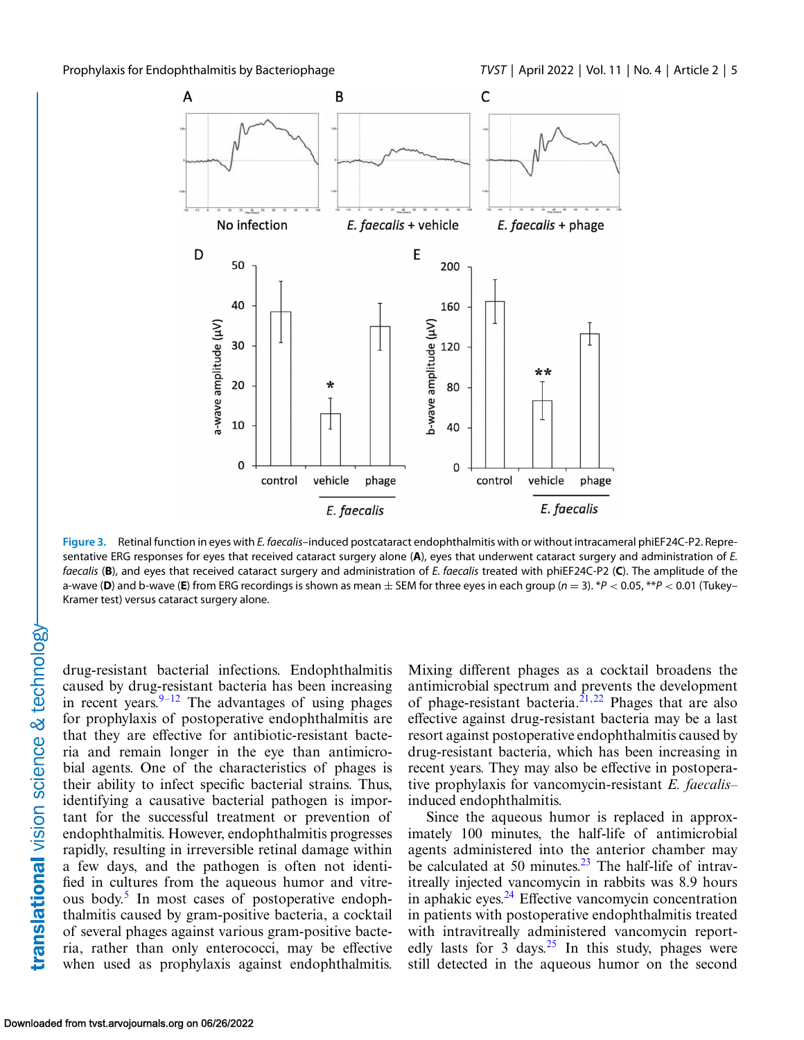A
B
C

No infection
*E. faecalis* + vehicle
*E. faecalis* + phage

D
a-wave amplitude (μV)
50
40
30
20
10
0
*
control
vehicle
phage
*E. faecalis*

E
b-wave amplitude (μV)
200
160
120
80
40
0
**
control
vehicle
phage
*E. faecalis*

**Figure 3.** Retinal function in eyes with *E. faecalis*–induced postcataract endophthalmitis with or without intracameral phiEF24C-P2. Representative ERG responses for eyes that received cataract surgery alone (**A**), eyes that underwent cataract surgery and administration of *E. faecalis* (**B**), and eyes that received cataract surgery and administration of *E. faecalis* treated with phiEF24C-P2 (**C**). The amplitude of the a-wave (**D**) and b-wave (**E**) from ERG recordings is shown as mean ± SEM for three eyes in each group ($n = 3$). \*$P < 0.05$, \*\*$P < 0.01$ (Tukey–Kramer test) versus cataract surgery alone.

drug-resistant bacterial infections. Endophthalmitis caused by drug-resistant bacteria has been increasing in recent years.[9–12] The advantages of using phages for prophylaxis of postoperative endophthalmitis are that they are effective for antibiotic-resistant bacteria and remain longer in the eye than antimicrobial agents. One of the characteristics of phages is their ability to infect specific bacterial strains. Thus, identifying a causative bacterial pathogen is important for the successful treatment or prevention of endophthalmitis. However, endophthalmitis progresses rapidly, resulting in irreversible retinal damage within a few days, and the pathogen is often not identified in cultures from the aqueous humor and vitreous body.[5] In most cases of postoperative endophthalmitis caused by gram-positive bacteria, a cocktail of several phages against various gram-positive bacteria, rather than only enterococci, may be effective when used as prophylaxis against endophthalmitis. Mixing different phages as a cocktail broadens the antimicrobial spectrum and prevents the development of phage-resistant bacteria.[21,22] Phages that are also effective against drug-resistant bacteria may be a last resort against postoperative endophthalmitis caused by drug-resistant bacteria, which has been increasing in recent years. They may also be effective in postoperative prophylaxis for vancomycin-resistant *E. faecalis*–induced endophthalmitis.

Since the aqueous humor is replaced in approximately 100 minutes, the half-life of antimicrobial agents administered into the anterior chamber may be calculated at 50 minutes.[23] The half-life of intravitreally injected vancomycin in rabbits was 8.9 hours in aphakic eyes.[24] Effective vancomycin concentration in patients with postoperative endophthalmitis treated with intravitreally administered vancomycin reportedly lasts for 3 days.[25] In this study, phages were still detected in the aqueous humor on the second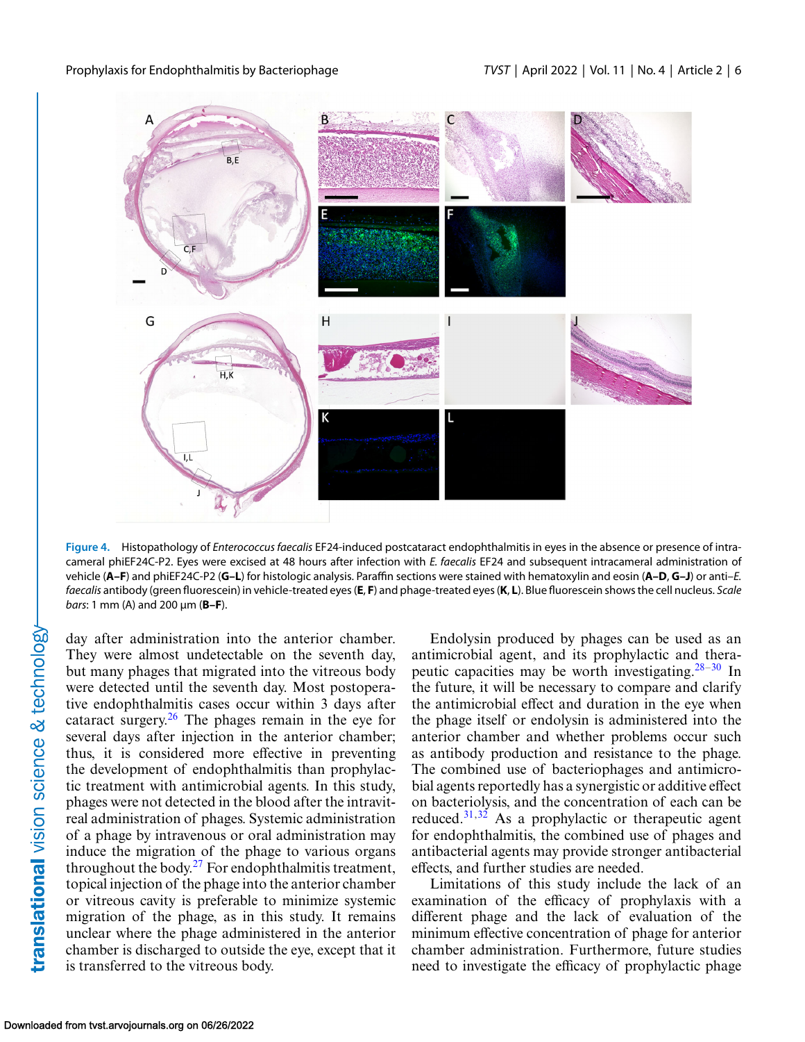**Figure 4.** Histopathology of *Enterococcus faecalis* EF24-induced postcataract endophthalmitis in eyes in the absence or presence of intracameral phiEF24C-P2. Eyes were excised at 48 hours after infection with *E. faecalis* EF24 and subsequent intracameral administration of vehicle (**A–F**) and phiEF24C-P2 (**G–L**) for histologic analysis. Paraffin sections were stained with hematoxylin and eosin (**A–D**, **G–J**) or anti–*E. faecalis* antibody (green fluorescein) in vehicle-treated eyes (**E**, **F**) and phage-treated eyes (**K**, **L**). Blue fluorescein shows the cell nucleus. *Scale bars*: 1 mm (A) and 200 µm (**B–F**).

day after administration into the anterior chamber. They were almost undetectable on the seventh day, but many phages that migrated into the vitreous body were detected until the seventh day. Most postoperative endophthalmitis cases occur within 3 days after cataract surgery.[26] The phages remain in the eye for several days after injection in the anterior chamber; thus, it is considered more effective in preventing the development of endophthalmitis than prophylactic treatment with antimicrobial agents. In this study, phages were not detected in the blood after the intravitreal administration of phages. Systemic administration of a phage by intravenous or oral administration may induce the migration of the phage to various organs throughout the body.[27] For endophthalmitis treatment, topical injection of the phage into the anterior chamber or vitreous cavity is preferable to minimize systemic migration of the phage, as in this study. It remains unclear where the phage administered in the anterior chamber is discharged to outside the eye, except that it is transferred to the vitreous body.

Endolysin produced by phages can be used as an antimicrobial agent, and its prophylactic and therapeutic capacities may be worth investigating.[28–30] In the future, it will be necessary to compare and clarify the antimicrobial effect and duration in the eye when the phage itself or endolysin is administered into the anterior chamber and whether problems occur such as antibody production and resistance to the phage. The combined use of bacteriophages and antimicrobial agents reportedly has a synergistic or additive effect on bacteriolysis, and the concentration of each can be reduced.[31,32] As a prophylactic or therapeutic agent for endophthalmitis, the combined use of phages and antibacterial agents may provide stronger antibacterial effects, and further studies are needed.

Limitations of this study include the lack of an examination of the efficacy of prophylaxis with a different phage and the lack of evaluation of the minimum effective concentration of phage for anterior chamber administration. Furthermore, future studies need to investigate the efficacy of prophylactic phage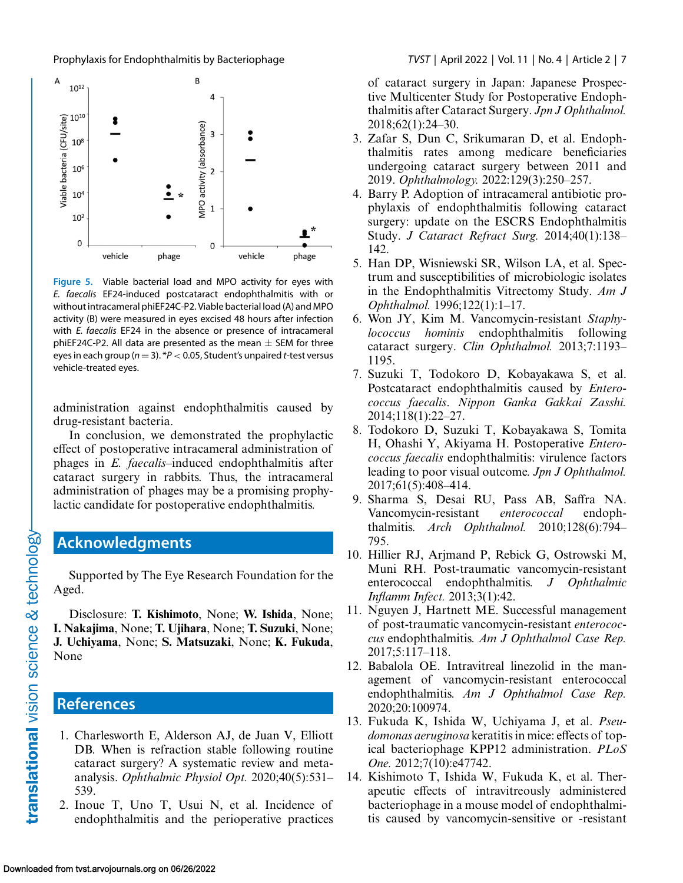A

$10^{12}$

$10^{10}$

$10^{8}$

$10^{6}$

$10^{4}$

$10^{2}$

0

Viable bacteria (CFU/site)

vehicle

phage

*

B

4

3

2

1

0

MPO activity (absorbance)

vehicle

phage

*

**Figure 5.** Viable bacterial load and MPO activity for eyes with *E. faecalis* EF24-induced postcataract endophthalmitis with or without intracameral phiEF24C-P2. Viable bacterial load (A) and MPO activity (B) were measured in eyes excised 48 hours after infection with *E. faecalis* EF24 in the absence or presence of intracameral phiEF24C-P2. All data are presented as the mean ± SEM for three eyes in each group ($n = 3$). \*$P < 0.05$, Student's unpaired $t$-test versus vehicle-treated eyes.

administration against endophthalmitis caused by drug-resistant bacteria.

In conclusion, we demonstrated the prophylactic effect of postoperative intracameral administration of phages in *E. faecalis*–induced endophthalmitis after cataract surgery in rabbits. Thus, the intracameral administration of phages may be a promising prophylactic candidate for postoperative endophthalmitis.

## Acknowledgments

Supported by The Eye Research Foundation for the Aged.

Disclosure: **T. Kishimoto**, None; **W. Ishida**, None; **I. Nakajima**, None; **T. Ujihara**, None; **T. Suzuki**, None; **J. Uchiyama**, None; **S. Matsuzaki**, None; **K. Fukuda**, None

## References

1. Charlesworth E, Alderson AJ, de Juan V, Elliott DB. When is refraction stable following routine cataract surgery? A systematic review and meta-analysis. *Ophthalmic Physiol Opt.* 2020;40(5):531–539.
2. Inoue T, Uno T, Usui N, et al. Incidence of endophthalmitis and the perioperative practices of cataract surgery in Japan: Japanese Prospective Multicenter Study for Postoperative Endophthalmitis after Cataract Surgery. *Jpn J Ophthalmol.* 2018;62(1):24–30.
3. Zafar S, Dun C, Srikumaran D, et al. Endophthalmitis rates among medicare beneficiaries undergoing cataract surgery between 2011 and 2019. *Ophthalmology.* 2022:129(3):250–257.
4. Barry P. Adoption of intracameral antibiotic prophylaxis of endophthalmitis following cataract surgery: update on the ESCRS Endophthalmitis Study. *J Cataract Refract Surg.* 2014;40(1):138–142.
5. Han DP, Wisniewski SR, Wilson LA, et al. Spectrum and susceptibilities of microbiologic isolates in the Endophthalmitis Vitrectomy Study. *Am J Ophthalmol.* 1996;122(1):1–17.
6. Won JY, Kim M. Vancomycin-resistant *Staphylococcus hominis* endophthalmitis following cataract surgery. *Clin Ophthalmol.* 2013;7:1193–1195.
7. Suzuki T, Todokoro D, Kobayakawa S, et al. Postcataract endophthalmitis caused by *Enterococcus faecalis*. *Nippon Ganka Gakkai Zasshi.* 2014;118(1):22–27.
8. Todokoro D, Suzuki T, Kobayakawa S, Tomita H, Ohashi Y, Akiyama H. Postoperative *Enterococcus faecalis* endophthalmitis: virulence factors leading to poor visual outcome. *Jpn J Ophthalmol.* 2017;61(5):408–414.
9. Sharma S, Desai RU, Pass AB, Saffra NA. Vancomycin-resistant *enterococcal* endophthalmitis. *Arch Ophthalmol.* 2010;128(6):794–795.
10. Hillier RJ, Arjmand P, Rebick G, Ostrowski M, Muni RH. Post-traumatic vancomycin-resistant enterococcal endophthalmitis. *J Ophthalmic Inflamm Infect.* 2013;3(1):42.
11. Nguyen J, Hartnett ME. Successful management of post-traumatic vancomycin-resistant *enterococcus* endophthalmitis. *Am J Ophthalmol Case Rep.* 2017;5:117–118.
12. Babalola OE. Intravitreal linezolid in the management of vancomycin-resistant enterococcal endophthalmitis. *Am J Ophthalmol Case Rep.* 2020;20:100974.
13. Fukuda K, Ishida W, Uchiyama J, et al. *Pseudomonas aeruginosa* keratitis in mice: effects of topical bacteriophage KPP12 administration. *PLoS One.* 2012;7(10):e47742.
14. Kishimoto T, Ishida W, Fukuda K, et al. Therapeutic effects of intravitreously administered bacteriophage in a mouse model of endophthalmitis caused by vancomycin-sensitive or -resistant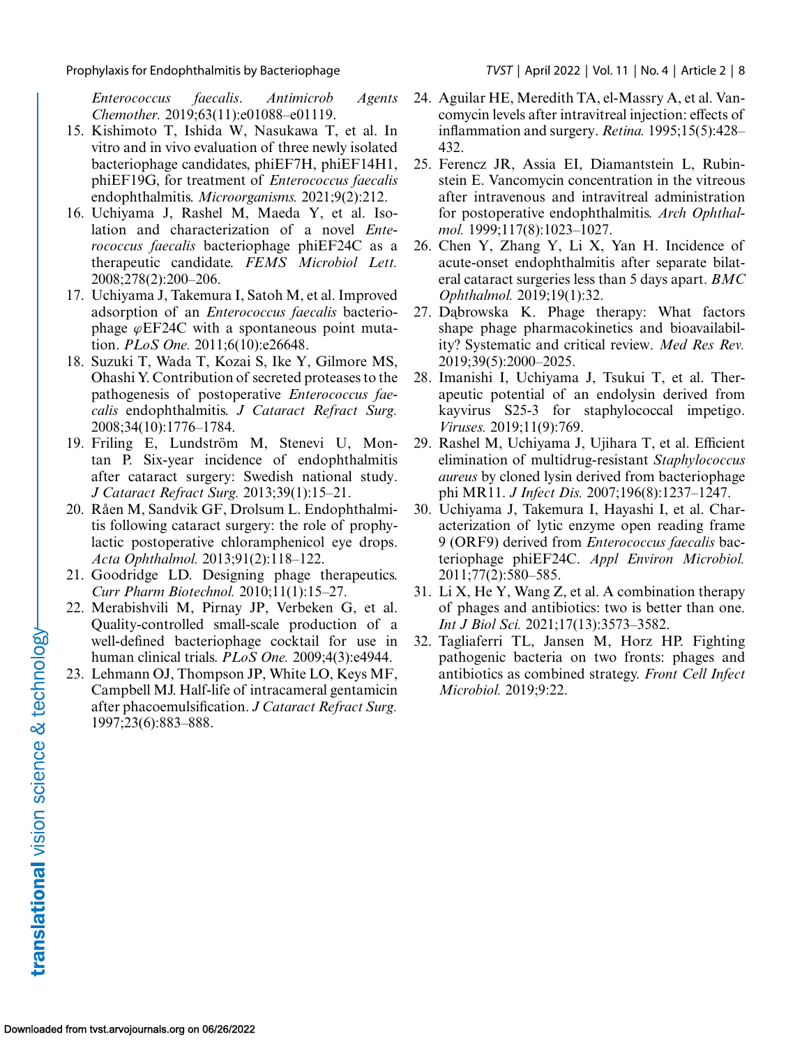*Enterococcus faecalis*. *Antimicrob Agents Chemother.* 2019;63(11):e01088–e01119.

15. Kishimoto T, Ishida W, Nasukawa T, et al. In vitro and in vivo evaluation of three newly isolated bacteriophage candidates, phiEF7H, phiEF14H1, phiEF19G, for treatment of *Enterococcus faecalis* endophthalmitis. *Microorganisms.* 2021;9(2):212.
16. Uchiyama J, Rashel M, Maeda Y, et al. Isolation and characterization of a novel *Enterococcus faecalis* bacteriophage phiEF24C as a therapeutic candidate. *FEMS Microbiol Lett.* 2008;278(2):200–206.
17. Uchiyama J, Takemura I, Satoh M, et al. Improved adsorption of an *Enterococcus faecalis* bacteriophage φEF24C with a spontaneous point mutation. *PLoS One.* 2011;6(10):e26648.
18. Suzuki T, Wada T, Kozai S, Ike Y, Gilmore MS, Ohashi Y. Contribution of secreted proteases to the pathogenesis of postoperative *Enterococcus faecalis* endophthalmitis. *J Cataract Refract Surg.* 2008;34(10):1776–1784.
19. Friling E, Lundström M, Stenevi U, Montan P. Six-year incidence of endophthalmitis after cataract surgery: Swedish national study. *J Cataract Refract Surg.* 2013;39(1):15–21.
20. Råen M, Sandvik GF, Drolsum L. Endophthalmitis following cataract surgery: the role of prophylactic postoperative chloramphenicol eye drops. *Acta Ophthalmol.* 2013;91(2):118–122.
21. Goodridge LD. Designing phage therapeutics. *Curr Pharm Biotechnol.* 2010;11(1):15–27.
22. Merabishvili M, Pirnay JP, Verbeken G, et al. Quality-controlled small-scale production of a well-defined bacteriophage cocktail for use in human clinical trials. *PLoS One.* 2009;4(3):e4944.
23. Lehmann OJ, Thompson JP, White LO, Keys MF, Campbell MJ. Half-life of intracameral gentamicin after phacoemulsification. *J Cataract Refract Surg.* 1997;23(6):883–888.
24. Aguilar HE, Meredith TA, el-Massry A, et al. Vancomycin levels after intravitreal injection: effects of inflammation and surgery. *Retina.* 1995;15(5):428–432.
25. Ferencz JR, Assia EI, Diamantstein L, Rubinstein E. Vancomycin concentration in the vitreous after intravenous and intravitreal administration for postoperative endophthalmitis. *Arch Ophthalmol.* 1999;117(8):1023–1027.
26. Chen Y, Zhang Y, Li X, Yan H. Incidence of acute-onset endophthalmitis after separate bilateral cataract surgeries less than 5 days apart. *BMC Ophthalmol.* 2019;19(1):32.
27. Dąbrowska K. Phage therapy: What factors shape phage pharmacokinetics and bioavailability? Systematic and critical review. *Med Res Rev.* 2019;39(5):2000–2025.
28. Imanishi I, Uchiyama J, Tsukui T, et al. Therapeutic potential of an endolysin derived from kayvirus S25-3 for staphylococcal impetigo. *Viruses.* 2019;11(9):769.
29. Rashel M, Uchiyama J, Ujihara T, et al. Efficient elimination of multidrug-resistant *Staphylococcus aureus* by cloned lysin derived from bacteriophage phi MR11. *J Infect Dis.* 2007;196(8):1237–1247.
30. Uchiyama J, Takemura I, Hayashi I, et al. Characterization of lytic enzyme open reading frame 9 (ORF9) derived from *Enterococcus faecalis* bacteriophage phiEF24C. *Appl Environ Microbiol.* 2011;77(2):580–585.
31. Li X, He Y, Wang Z, et al. A combination therapy of phages and antibiotics: two is better than one. *Int J Biol Sci.* 2021;17(13):3573–3582.
32. Tagliaferri TL, Jansen M, Horz HP. Fighting pathogenic bacteria on two fronts: phages and antibiotics as combined strategy. *Front Cell Infect Microbiol.* 2019;9:22.